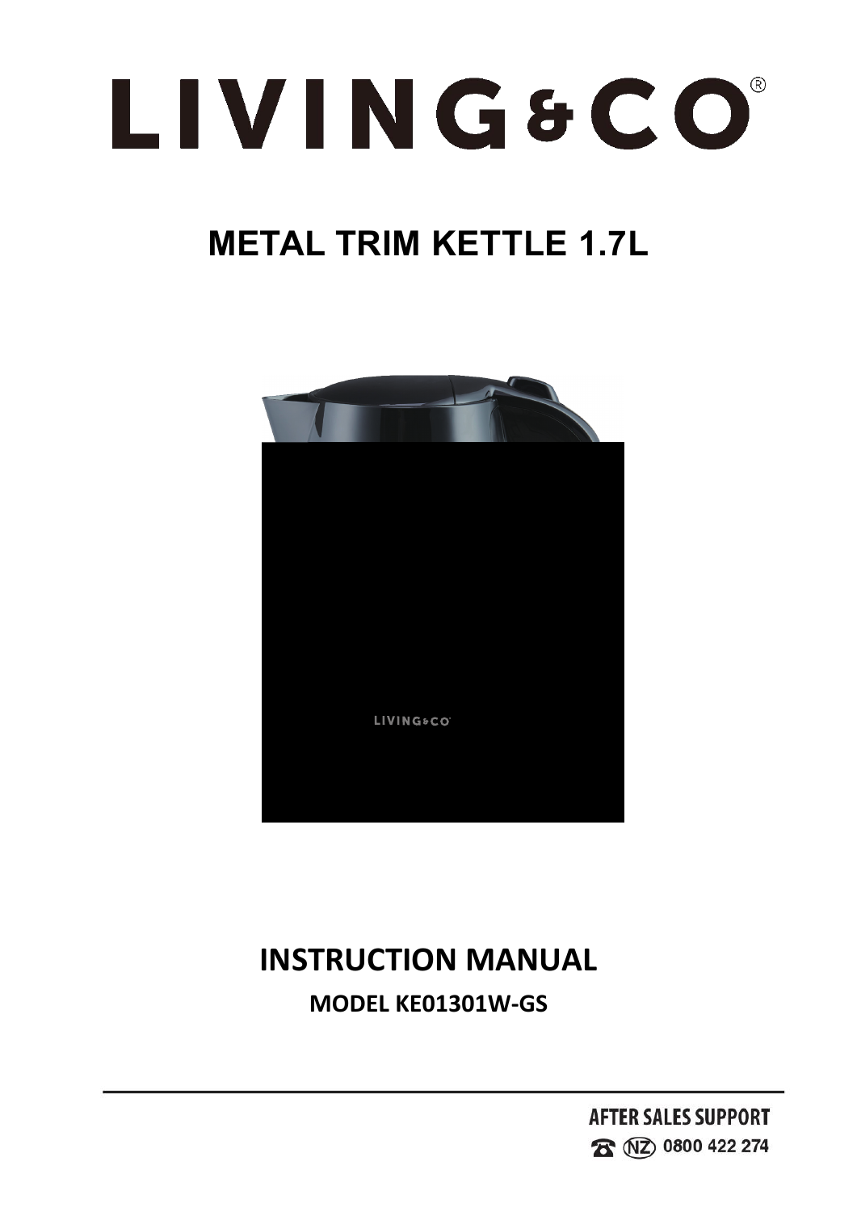# LIVING&CO®

## METAL TRIM KETTLE 1.7L

## INSTRUCTION MANUAL

**MODEL KE01301W-GS**

**AFTER SALES SUPPORT**

**(NZ) 0800 422 274**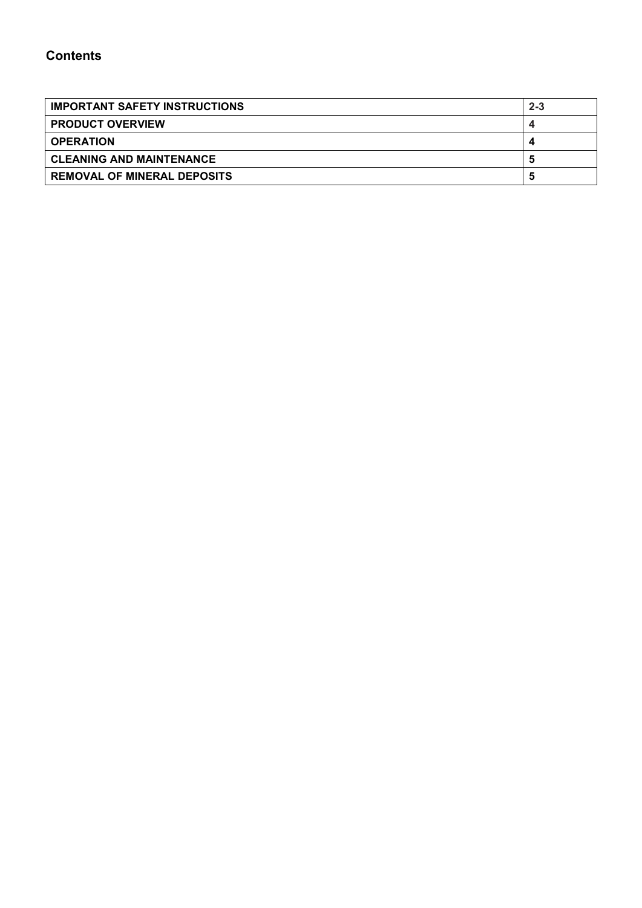## Contents

| | |
|---|---|
| **IMPORTANT SAFETY INSTRUCTIONS** | **2-3** |
| **PRODUCT OVERVIEW** | **4** |
| **OPERATION** | **4** |
| **CLEANING AND MAINTENANCE** | **5** |
| **REMOVAL OF MINERAL DEPOSITS** | **5** |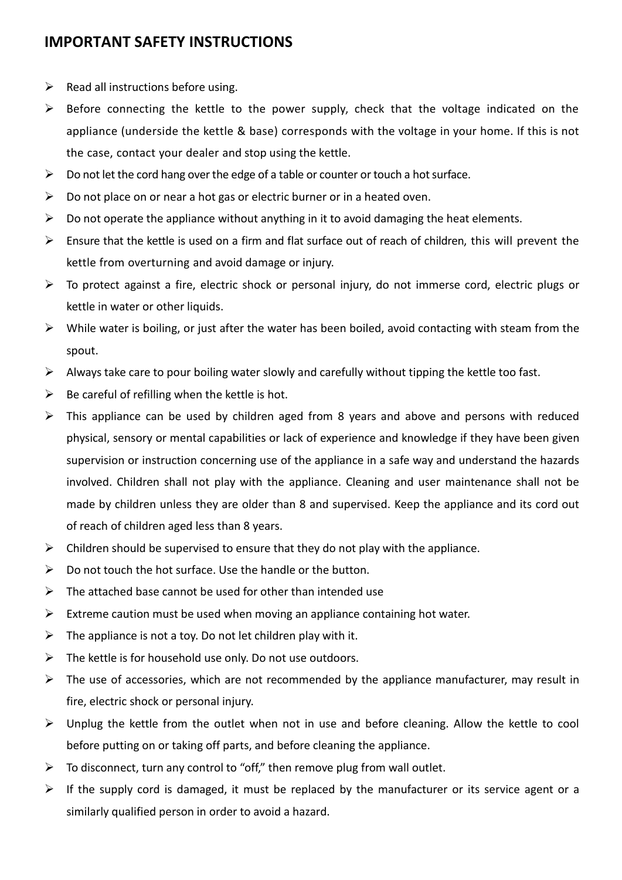## IMPORTANT SAFETY INSTRUCTIONS

- Read all instructions before using.
- Before connecting the kettle to the power supply, check that the voltage indicated on the appliance (underside the kettle & base) corresponds with the voltage in your home. If this is not the case, contact your dealer and stop using the kettle.
- Do not let the cord hang over the edge of a table or counter or touch a hot surface.
- Do not place on or near a hot gas or electric burner or in a heated oven.
- Do not operate the appliance without anything in it to avoid damaging the heat elements.
- Ensure that the kettle is used on a firm and flat surface out of reach of children, this will prevent the kettle from overturning and avoid damage or injury.
- To protect against a fire, electric shock or personal injury, do not immerse cord, electric plugs or kettle in water or other liquids.
- While water is boiling, or just after the water has been boiled, avoid contacting with steam from the spout.
- Always take care to pour boiling water slowly and carefully without tipping the kettle too fast.
- Be careful of refilling when the kettle is hot.
- This appliance can be used by children aged from 8 years and above and persons with reduced physical, sensory or mental capabilities or lack of experience and knowledge if they have been given supervision or instruction concerning use of the appliance in a safe way and understand the hazards involved. Children shall not play with the appliance. Cleaning and user maintenance shall not be made by children unless they are older than 8 and supervised. Keep the appliance and its cord out of reach of children aged less than 8 years.
- Children should be supervised to ensure that they do not play with the appliance.
- Do not touch the hot surface. Use the handle or the button.
- The attached base cannot be used for other than intended use
- Extreme caution must be used when moving an appliance containing hot water.
- The appliance is not a toy. Do not let children play with it.
- The kettle is for household use only. Do not use outdoors.
- The use of accessories, which are not recommended by the appliance manufacturer, may result in fire, electric shock or personal injury.
- Unplug the kettle from the outlet when not in use and before cleaning. Allow the kettle to cool before putting on or taking off parts, and before cleaning the appliance.
- To disconnect, turn any control to "off," then remove plug from wall outlet.
- If the supply cord is damaged, it must be replaced by the manufacturer or its service agent or a similarly qualified person in order to avoid a hazard.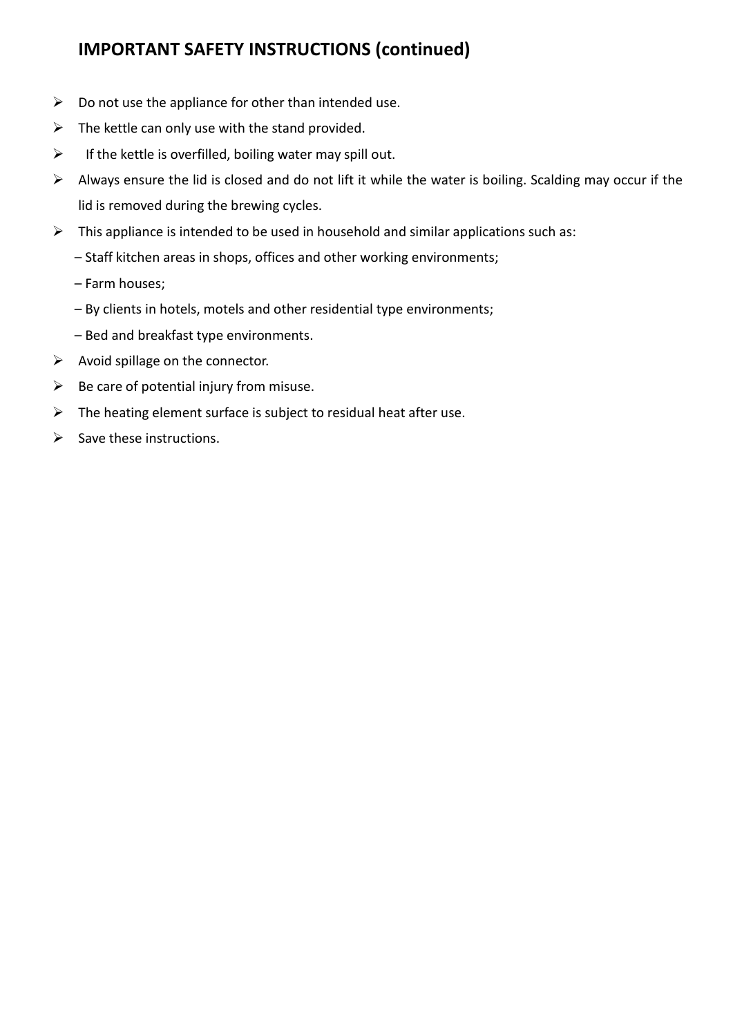## IMPORTANT SAFETY INSTRUCTIONS (continued)

- Do not use the appliance for other than intended use.
- The kettle can only use with the stand provided.
- If the kettle is overfilled, boiling water may spill out.
- Always ensure the lid is closed and do not lift it while the water is boiling. Scalding may occur if the lid is removed during the brewing cycles.
- This appliance is intended to be used in household and similar applications such as:
  – Staff kitchen areas in shops, offices and other working environments;
  – Farm houses;
  – By clients in hotels, motels and other residential type environments;
  – Bed and breakfast type environments.
- Avoid spillage on the connector.
- Be care of potential injury from misuse.
- The heating element surface is subject to residual heat after use.
- Save these instructions.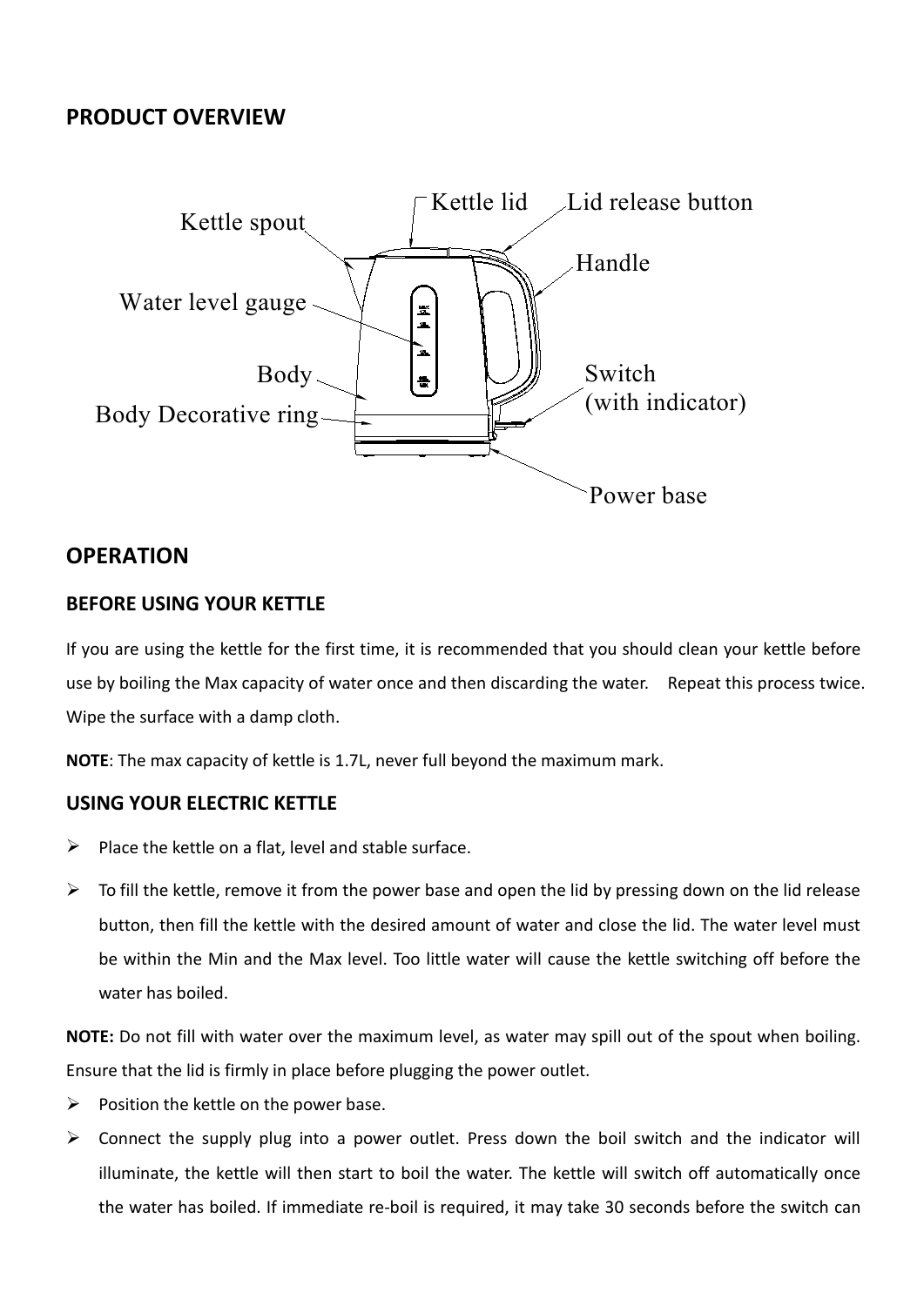## PRODUCT OVERVIEW

Kettle spout
Kettle lid
Lid release button
Handle
Water level gauge
Body
Switch (with indicator)
Body Decorative ring
Power base

## OPERATION

### BEFORE USING YOUR KETTLE

If you are using the kettle for the first time, it is recommended that you should clean your kettle before use by boiling the Max capacity of water once and then discarding the water. Repeat this process twice. Wipe the surface with a damp cloth.

**NOTE**: The max capacity of kettle is 1.7L, never full beyond the maximum mark.

### USING YOUR ELECTRIC KETTLE

- Place the kettle on a flat, level and stable surface.
- To fill the kettle, remove it from the power base and open the lid by pressing down on the lid release button, then fill the kettle with the desired amount of water and close the lid. The water level must be within the Min and the Max level. Too little water will cause the kettle switching off before the water has boiled.

**NOTE:** Do not fill with water over the maximum level, as water may spill out of the spout when boiling. Ensure that the lid is firmly in place before plugging the power outlet.

- Position the kettle on the power base.
- Connect the supply plug into a power outlet. Press down the boil switch and the indicator will illuminate, the kettle will then start to boil the water. The kettle will switch off automatically once the water has boiled. If immediate re-boil is required, it may take 30 seconds before the switch can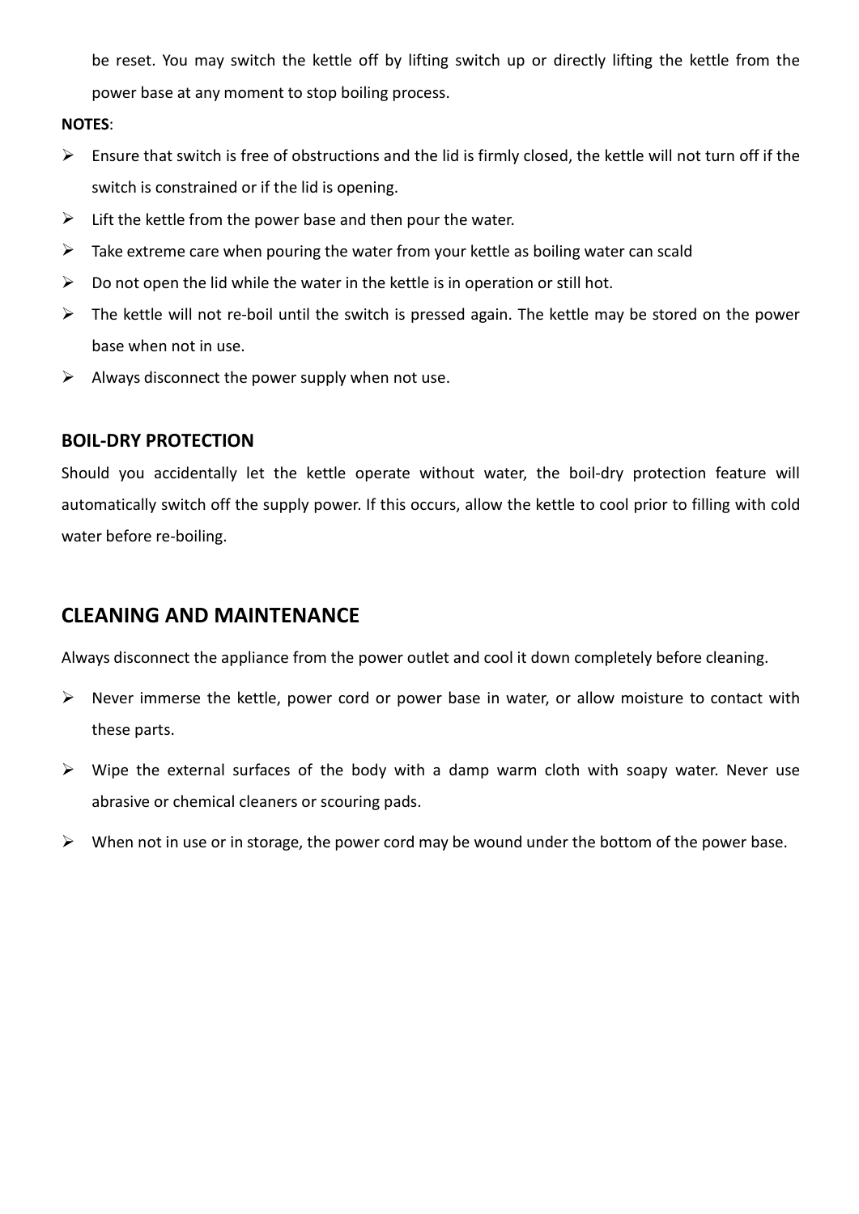be reset. You may switch the kettle off by lifting switch up or directly lifting the kettle from the power base at any moment to stop boiling process.

**NOTES**:

- Ensure that switch is free of obstructions and the lid is firmly closed, the kettle will not turn off if the switch is constrained or if the lid is opening.
- Lift the kettle from the power base and then pour the water.
- Take extreme care when pouring the water from your kettle as boiling water can scald
- Do not open the lid while the water in the kettle is in operation or still hot.
- The kettle will not re-boil until the switch is pressed again. The kettle may be stored on the power base when not in use.
- Always disconnect the power supply when not use.

### BOIL-DRY PROTECTION

Should you accidentally let the kettle operate without water, the boil-dry protection feature will automatically switch off the supply power. If this occurs, allow the kettle to cool prior to filling with cold water before re-boiling.

## CLEANING AND MAINTENANCE

Always disconnect the appliance from the power outlet and cool it down completely before cleaning.

- Never immerse the kettle, power cord or power base in water, or allow moisture to contact with these parts.
- Wipe the external surfaces of the body with a damp warm cloth with soapy water. Never use abrasive or chemical cleaners or scouring pads.
- When not in use or in storage, the power cord may be wound under the bottom of the power base.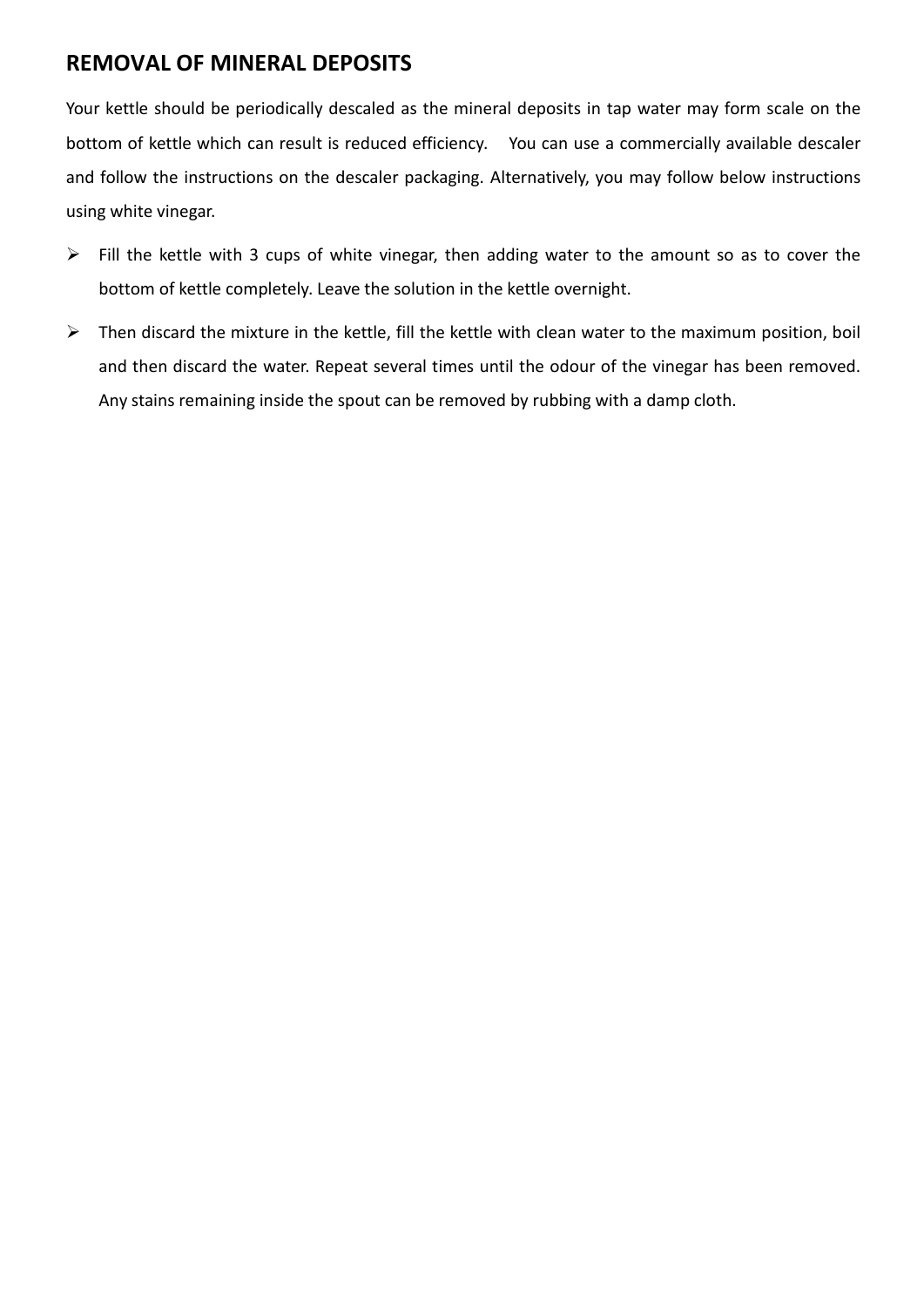## REMOVAL OF MINERAL DEPOSITS

Your kettle should be periodically descaled as the mineral deposits in tap water may form scale on the bottom of kettle which can result is reduced efficiency.   You can use a commercially available descaler and follow the instructions on the descaler packaging. Alternatively, you may follow below instructions using white vinegar.

- Fill the kettle with 3 cups of white vinegar, then adding water to the amount so as to cover the bottom of kettle completely. Leave the solution in the kettle overnight.
- Then discard the mixture in the kettle, fill the kettle with clean water to the maximum position, boil and then discard the water. Repeat several times until the odour of the vinegar has been removed. Any stains remaining inside the spout can be removed by rubbing with a damp cloth.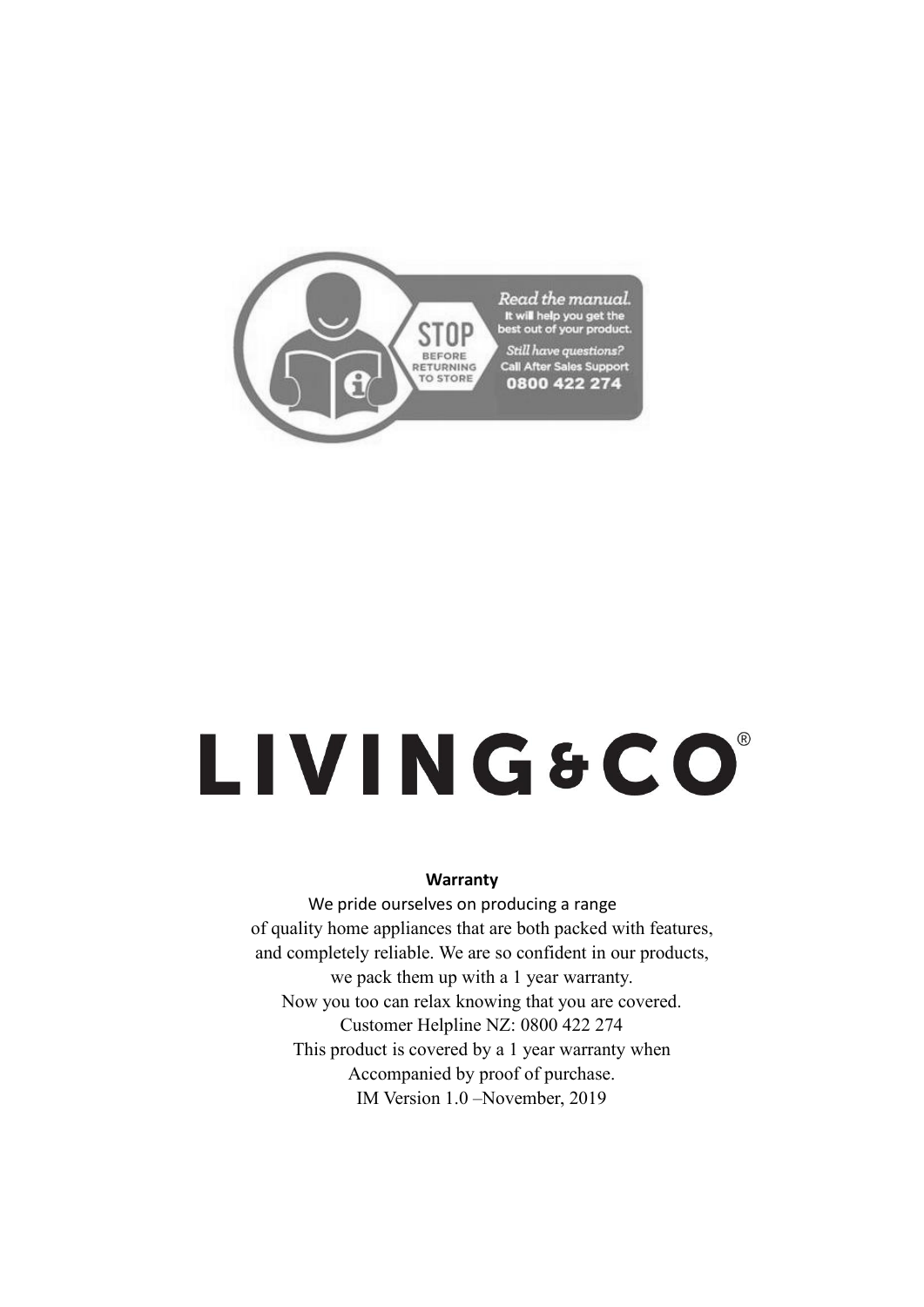Read the manual.
It will help you get the best out of your product.

STOP BEFORE RETURNING TO STORE

Still have questions?
Call After Sales Support
0800 422 274

# LIVING&CO®

**Warranty**

We pride ourselves on producing a range of quality home appliances that are both packed with features, and completely reliable. We are so confident in our products, we pack them up with a 1 year warranty.
Now you too can relax knowing that you are covered.
Customer Helpline NZ: 0800 422 274
This product is covered by a 1 year warranty when Accompanied by proof of purchase.
IM Version 1.0 –November, 2019